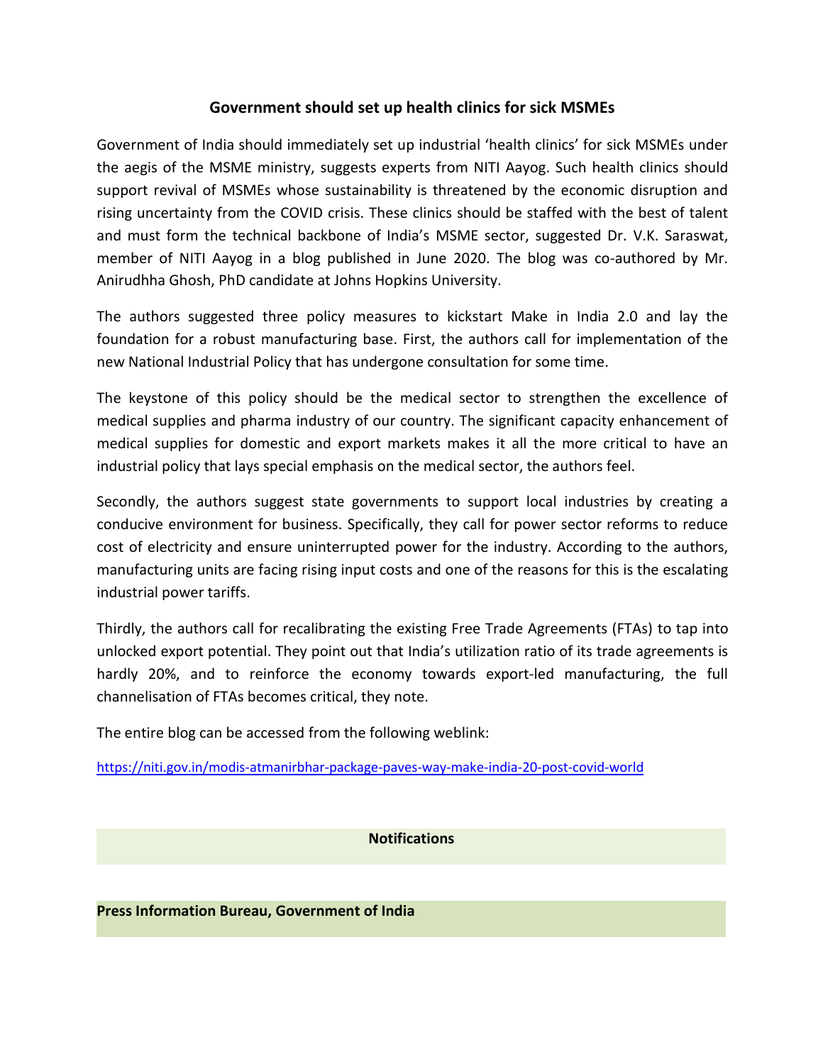## Government should set up health clinics for sick MSMEs

Government of India should immediately set up industrial 'health clinics' for sick MSMEs under the aegis of the MSME ministry, suggests experts from NITI Aayog. Such health clinics should support revival of MSMEs whose sustainability is threatened by the economic disruption and rising uncertainty from the COVID crisis. These clinics should be staffed with the best of talent and must form the technical backbone of India's MSME sector, suggested Dr. V.K. Saraswat, member of NITI Aayog in a blog published in June 2020. The blog was co-authored by Mr. Anirudhha Ghosh, PhD candidate at Johns Hopkins University.

The authors suggested three policy measures to kickstart Make in India 2.0 and lay the foundation for a robust manufacturing base. First, the authors call for implementation of the new National Industrial Policy that has undergone consultation for some time.

The keystone of this policy should be the medical sector to strengthen the excellence of medical supplies and pharma industry of our country. The significant capacity enhancement of medical supplies for domestic and export markets makes it all the more critical to have an industrial policy that lays special emphasis on the medical sector, the authors feel.

Secondly, the authors suggest state governments to support local industries by creating a conducive environment for business. Specifically, they call for power sector reforms to reduce cost of electricity and ensure uninterrupted power for the industry. According to the authors, manufacturing units are facing rising input costs and one of the reasons for this is the escalating industrial power tariffs.

Thirdly, the authors call for recalibrating the existing Free Trade Agreements (FTAs) to tap into unlocked export potential. They point out that India's utilization ratio of its trade agreements is hardly 20%, and to reinforce the economy towards export-led manufacturing, the full channelisation of FTAs becomes critical, they note.

The entire blog can be accessed from the following weblink:

https://niti.gov.in/modis-atmanirbhar-package-paves-way-make-india-20-post-covid-world

**Notifications**

**Press Information Bureau, Government of India**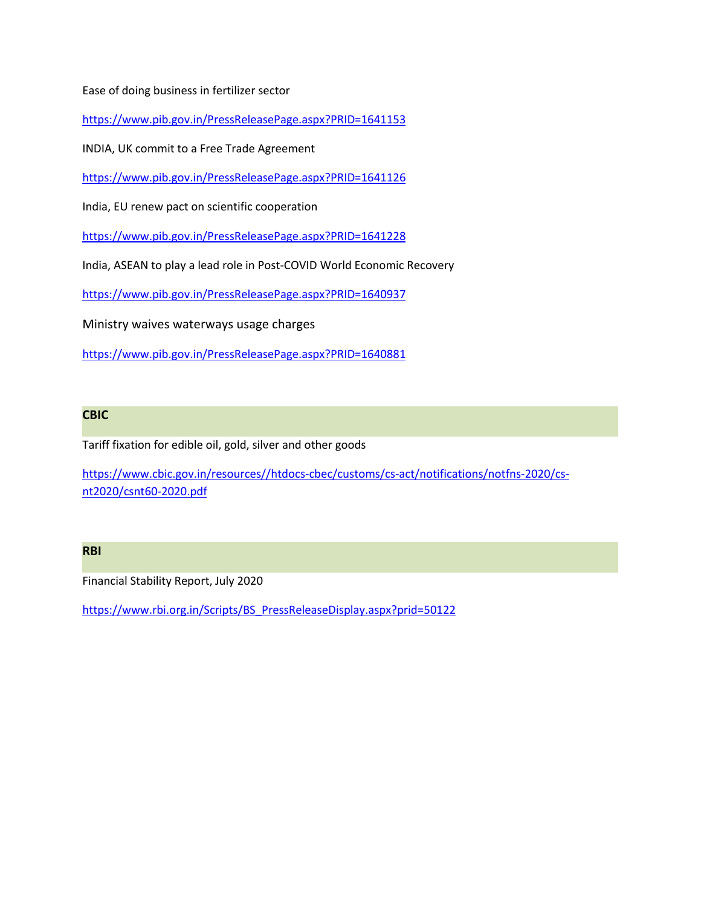Ease of doing business in fertilizer sector

https://www.pib.gov.in/PressReleasePage.aspx?PRID=1641153

INDIA, UK commit to a Free Trade Agreement

https://www.pib.gov.in/PressReleasePage.aspx?PRID=1641126

India, EU renew pact on scientific cooperation

https://www.pib.gov.in/PressReleasePage.aspx?PRID=1641228

India, ASEAN to play a lead role in Post-COVID World Economic Recovery

https://www.pib.gov.in/PressReleasePage.aspx?PRID=1640937

Ministry waives waterways usage charges

https://www.pib.gov.in/PressReleasePage.aspx?PRID=1640881

## CBIC

Tariff fixation for edible oil, gold, silver and other goods

https://www.cbic.gov.in/resources//htdocs-cbec/customs/cs-act/notifications/notfns-2020/cs-nt2020/csnt60-2020.pdf

## RBI

Financial Stability Report, July 2020

https://www.rbi.org.in/Scripts/BS_PressReleaseDisplay.aspx?prid=50122